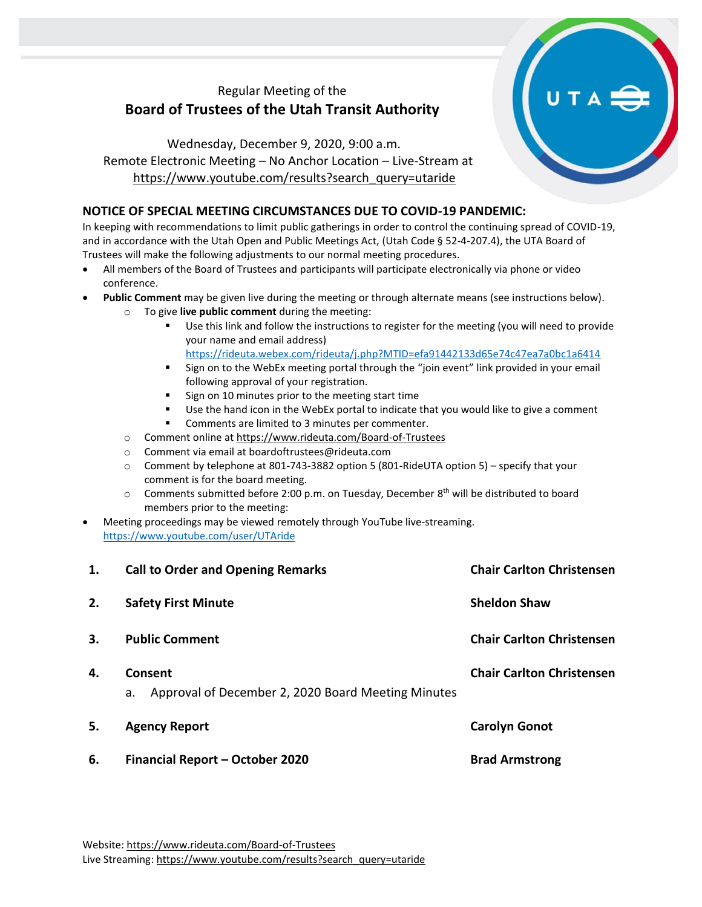Regular Meeting of the

# Board of Trustees of the Utah Transit Authority

Wednesday, December 9, 2020, 9:00 a.m.
Remote Electronic Meeting – No Anchor Location – Live-Stream at
https://www.youtube.com/results?search_query=utaride

## NOTICE OF SPECIAL MEETING CIRCUMSTANCES DUE TO COVID-19 PANDEMIC:

In keeping with recommendations to limit public gatherings in order to control the continuing spread of COVID-19, and in accordance with the Utah Open and Public Meetings Act, (Utah Code § 52-4-207.4), the UTA Board of Trustees will make the following adjustments to our normal meeting procedures.

- All members of the Board of Trustees and participants will participate electronically via phone or video conference.
- **Public Comment** may be given live during the meeting or through alternate means (see instructions below).
  - To give **live public comment** during the meeting:
    - Use this link and follow the instructions to register for the meeting (you will need to provide your name and email address) https://rideuta.webex.com/rideuta/j.php?MTID=efa91442133d65e74c47ea7a0bc1a6414
    - Sign on to the WebEx meeting portal through the "join event" link provided in your email following approval of your registration.
    - Sign on 10 minutes prior to the meeting start time
    - Use the hand icon in the WebEx portal to indicate that you would like to give a comment
    - Comments are limited to 3 minutes per commenter.
  - Comment online at https://www.rideuta.com/Board-of-Trustees
  - Comment via email at boardoftrustees@rideuta.com
  - Comment by telephone at 801-743-3882 option 5 (801-RideUTA option 5) – specify that your comment is for the board meeting.
  - Comments submitted before 2:00 p.m. on Tuesday, December 8th will be distributed to board members prior to the meeting:
- Meeting proceedings may be viewed remotely through YouTube live-streaming. https://www.youtube.com/user/UTAride

| | | |
|---|---|---|
| **1.** | **Call to Order and Opening Remarks** | **Chair Carlton Christensen** |
| **2.** | **Safety First Minute** | **Sheldon Shaw** |
| **3.** | **Public Comment** | **Chair Carlton Christensen** |
| **4.** | **Consent**<br>a. Approval of December 2, 2020 Board Meeting Minutes | **Chair Carlton Christensen** |
| **5.** | **Agency Report** | **Carolyn Gonot** |
| **6.** | **Financial Report – October 2020** | **Brad Armstrong** |

Website: https://www.rideuta.com/Board-of-Trustees
Live Streaming: https://www.youtube.com/results?search_query=utaride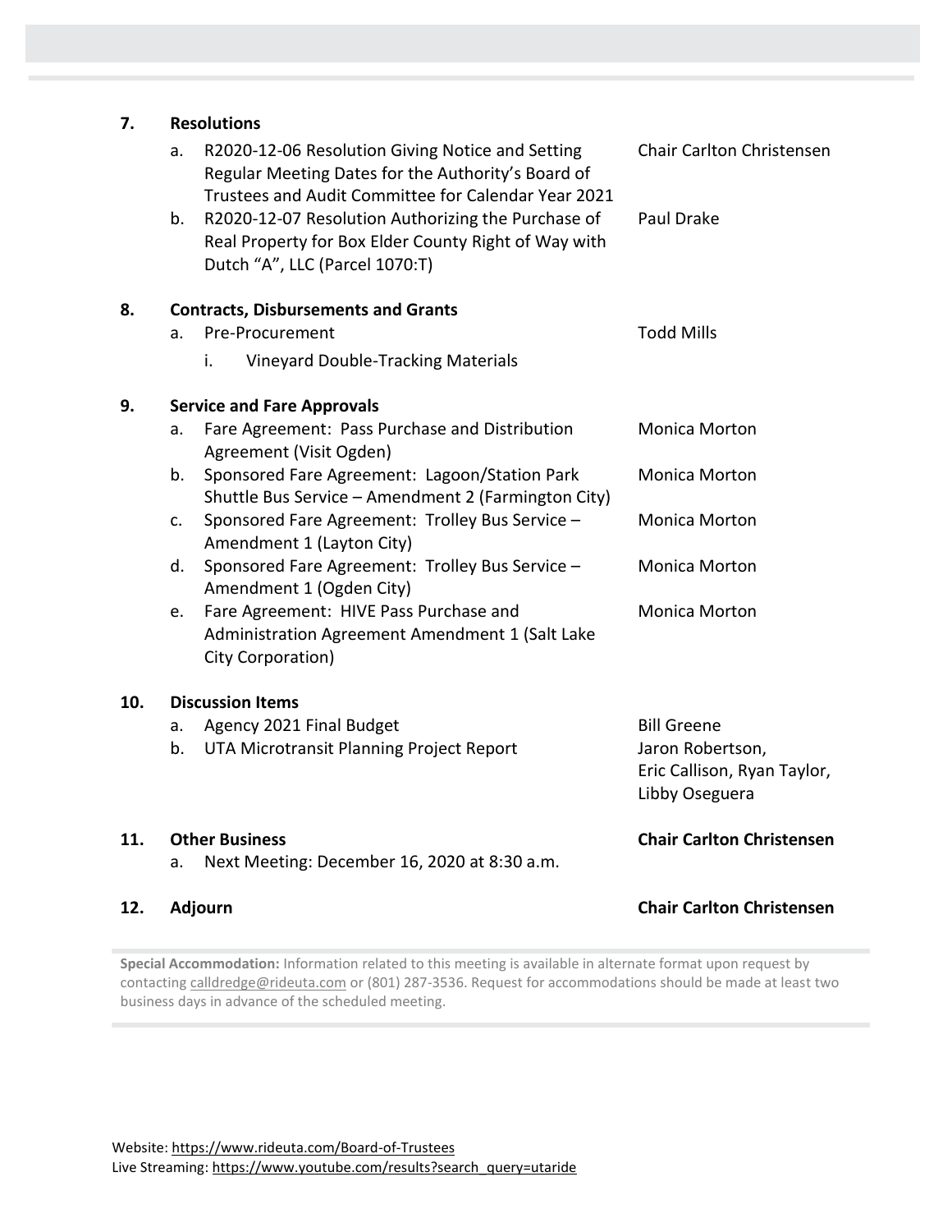**7. Resolutions**

- a. R2020-12-06 Resolution Giving Notice and Setting Regular Meeting Dates for the Authority's Board of Trustees and Audit Committee for Calendar Year 2021 — Chair Carlton Christensen
- b. R2020-12-07 Resolution Authorizing the Purchase of Real Property for Box Elder County Right of Way with Dutch "A", LLC (Parcel 1070:T) — Paul Drake

**8. Contracts, Disbursements and Grants**

- a. Pre-Procurement — Todd Mills
  - i. Vineyard Double-Tracking Materials

**9. Service and Fare Approvals**

- a. Fare Agreement: Pass Purchase and Distribution Agreement (Visit Ogden) — Monica Morton
- b. Sponsored Fare Agreement: Lagoon/Station Park Shuttle Bus Service – Amendment 2 (Farmington City) — Monica Morton
- c. Sponsored Fare Agreement: Trolley Bus Service – Amendment 1 (Layton City) — Monica Morton
- d. Sponsored Fare Agreement: Trolley Bus Service – Amendment 1 (Ogden City) — Monica Morton
- e. Fare Agreement: HIVE Pass Purchase and Administration Agreement Amendment 1 (Salt Lake City Corporation) — Monica Morton

**10. Discussion Items**

- a. Agency 2021 Final Budget — Bill Greene
- b. UTA Microtransit Planning Project Report — Jaron Robertson, Eric Callison, Ryan Taylor, Libby Oseguera

**11. Other Business** — **Chair Carlton Christensen**

- a. Next Meeting: December 16, 2020 at 8:30 a.m.

**12. Adjourn** — **Chair Carlton Christensen**

**Special Accommodation:** Information related to this meeting is available in alternate format upon request by contacting calldredge@rideuta.com or (801) 287-3536. Request for accommodations should be made at least two business days in advance of the scheduled meeting.

Website: https://www.rideuta.com/Board-of-Trustees
Live Streaming: https://www.youtube.com/results?search_query=utaride